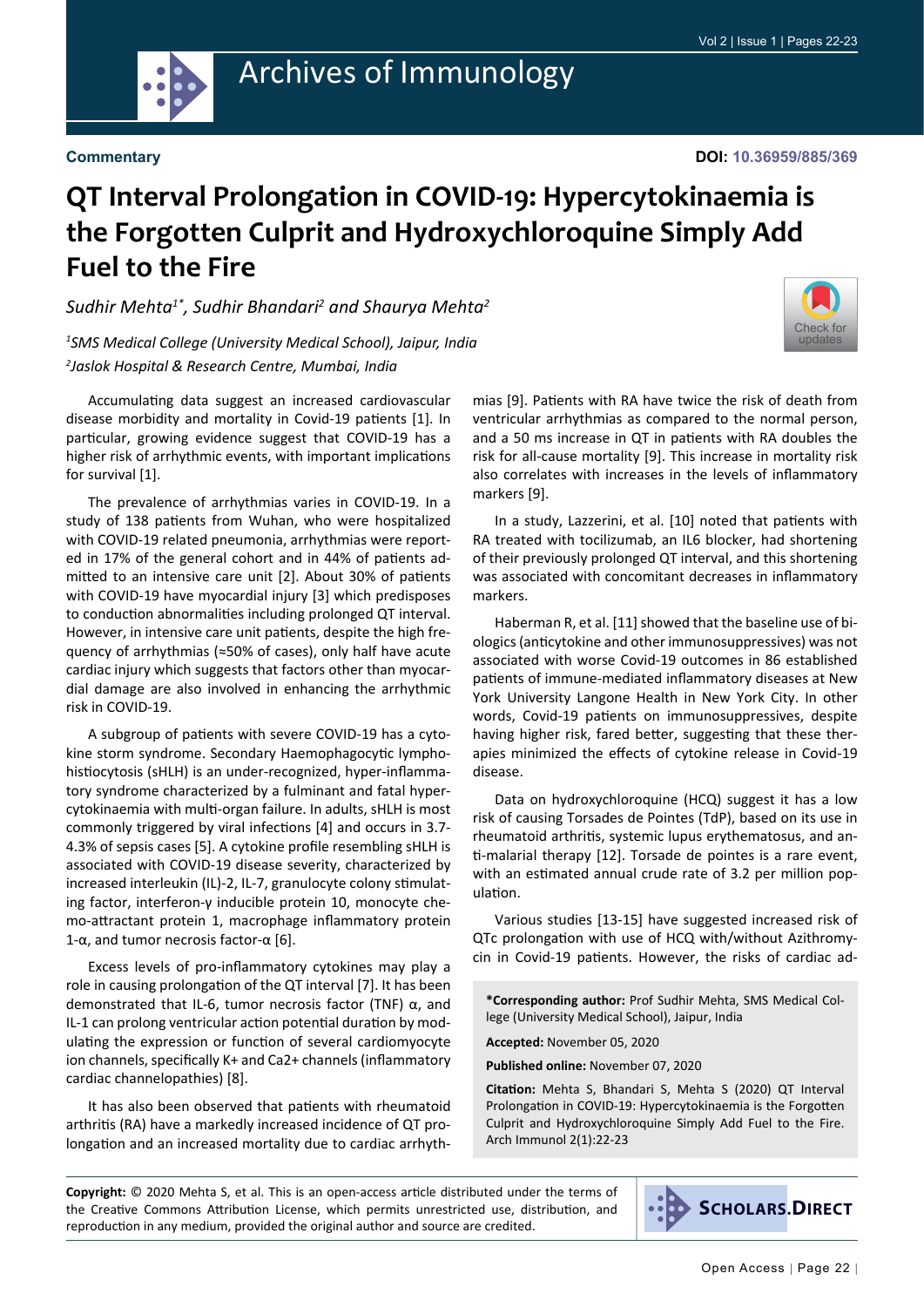Commentary

DOI: 10.36959/885/369

# QT Interval Prolongation in COVID-19: Hypercytokinaemia is the Forgotten Culprit and Hydroxychloroquine Simply Add Fuel to the Fire

*Sudhir Mehta[1*], Sudhir Bhandari[2] and Shaurya Mehta[2]*

*[1]SMS Medical College (University Medical School), Jaipur, India*
*[2]Jaslok Hospital & Research Centre, Mumbai, India*

Accumulating data suggest an increased cardiovascular disease morbidity and mortality in Covid-19 patients [1]. In particular, growing evidence suggest that COVID-19 has a higher risk of arrhythmic events, with important implications for survival [1].

The prevalence of arrhythmias varies in COVID-19. In a study of 138 patients from Wuhan, who were hospitalized with COVID-19 related pneumonia, arrhythmias were reported in 17% of the general cohort and in 44% of patients admitted to an intensive care unit [2]. About 30% of patients with COVID-19 have myocardial injury [3] which predisposes to conduction abnormalities including prolonged QT interval. However, in intensive care unit patients, despite the high frequency of arrhythmias (≈50% of cases), only half have acute cardiac injury which suggests that factors other than myocardial damage are also involved in enhancing the arrhythmic risk in COVID-19.

A subgroup of patients with severe COVID-19 has a cytokine storm syndrome. Secondary Haemophagocytic lymphohistiocytosis (sHLH) is an under-recognized, hyper-inflammatory syndrome characterized by a fulminant and fatal hypercytokinaemia with multi-organ failure. In adults, sHLH is most commonly triggered by viral infections [4] and occurs in 3.7-4.3% of sepsis cases [5]. A cytokine profile resembling sHLH is associated with COVID-19 disease severity, characterized by increased interleukin (IL)-2, IL-7, granulocyte colony stimulating factor, interferon-γ inducible protein 10, monocyte chemo-attractant protein 1, macrophage inflammatory protein 1-α, and tumor necrosis factor-α [6].

Excess levels of pro-inflammatory cytokines may play a role in causing prolongation of the QT interval [7]. It has been demonstrated that IL-6, tumor necrosis factor (TNF) α, and IL-1 can prolong ventricular action potential duration by modulating the expression or function of several cardiomyocyte ion channels, specifically K+ and Ca2+ channels (inflammatory cardiac channelopathies) [8].

It has also been observed that patients with rheumatoid arthritis (RA) have a markedly increased incidence of QT prolongation and an increased mortality due to cardiac arrhythmias [9]. Patients with RA have twice the risk of death from ventricular arrhythmias as compared to the normal person, and a 50 ms increase in QT in patients with RA doubles the risk for all-cause mortality [9]. This increase in mortality risk also correlates with increases in the levels of inflammatory markers [9].

In a study, Lazzerini, et al. [10] noted that patients with RA treated with tocilizumab, an IL6 blocker, had shortening of their previously prolonged QT interval, and this shortening was associated with concomitant decreases in inflammatory markers.

Haberman R, et al. [11] showed that the baseline use of biologics (anticytokine and other immunosuppressives) was not associated with worse Covid-19 outcomes in 86 established patients of immune-mediated inflammatory diseases at New York University Langone Health in New York City. In other words, Covid-19 patients on immunosuppressives, despite having higher risk, fared better, suggesting that these therapies minimized the effects of cytokine release in Covid-19 disease.

Data on hydroxychloroquine (HCQ) suggest it has a low risk of causing Torsades de Pointes (TdP), based on its use in rheumatoid arthritis, systemic lupus erythematosus, and anti-malarial therapy [12]. Torsade de pointes is a rare event, with an estimated annual crude rate of 3.2 per million population.

Various studies [13-15] have suggested increased risk of QTc prolongation with use of HCQ with/without Azithromycin in Covid-19 patients. However, the risks of cardiac ad-

**\*Corresponding author:** Prof Sudhir Mehta, SMS Medical College (University Medical School), Jaipur, India

**Accepted:** November 05, 2020

**Published online:** November 07, 2020

**Citation:** Mehta S, Bhandari S, Mehta S (2020) QT Interval Prolongation in COVID-19: Hypercytokinaemia is the Forgotten Culprit and Hydroxychloroquine Simply Add Fuel to the Fire. Arch Immunol 2(1):22-23

**Copyright:** © 2020 Mehta S, et al. This is an open-access article distributed under the terms of the Creative Commons Attribution License, which permits unrestricted use, distribution, and reproduction in any medium, provided the original author and source are credited.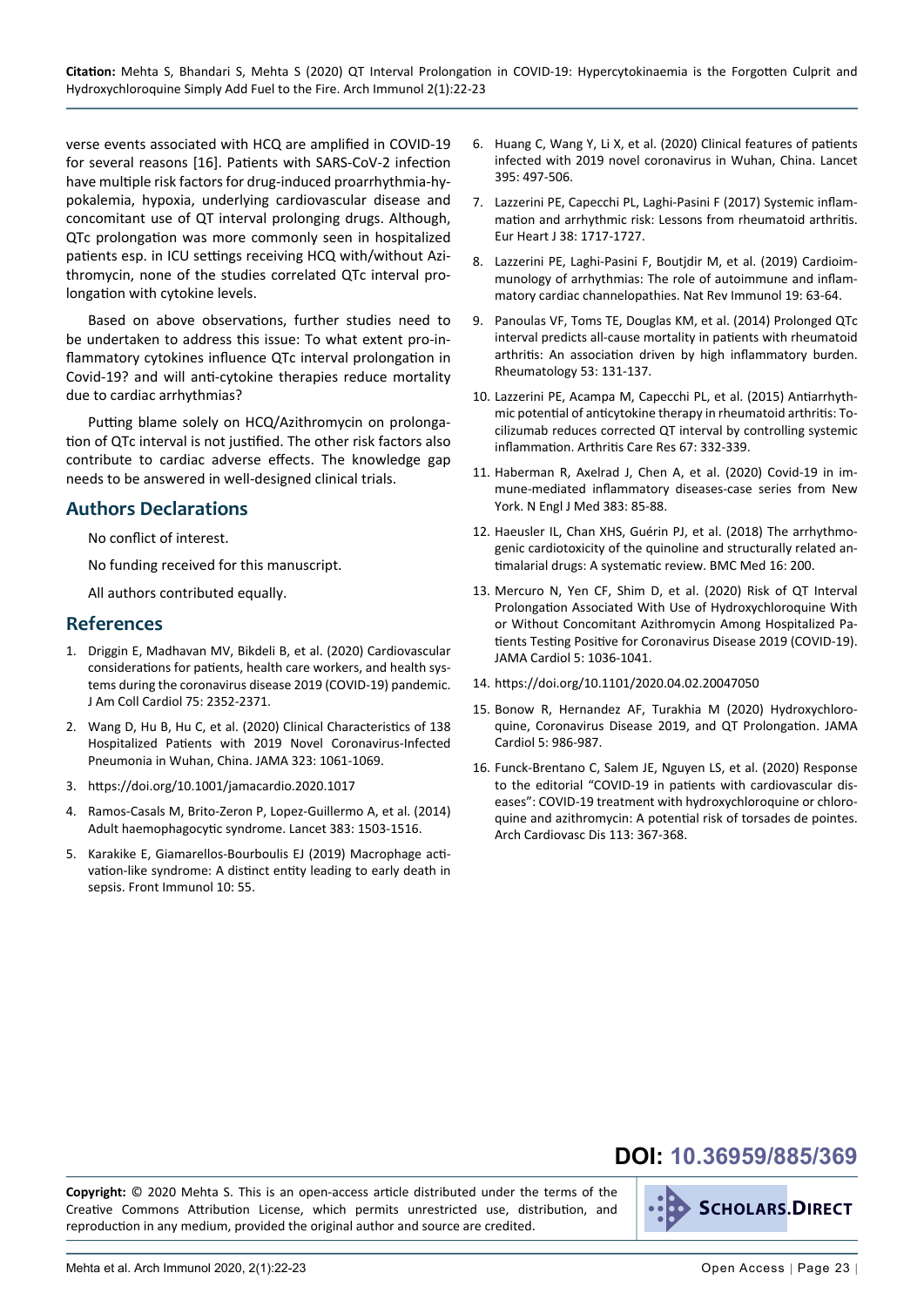verse events associated with HCQ are amplified in COVID-19 for several reasons [16]. Patients with SARS-CoV-2 infection have multiple risk factors for drug-induced proarrhythmia-hypokalemia, hypoxia, underlying cardiovascular disease and concomitant use of QT interval prolonging drugs. Although, QTc prolongation was more commonly seen in hospitalized patients esp. in ICU settings receiving HCQ with/without Azithromycin, none of the studies correlated QTc interval prolongation with cytokine levels.

Based on above observations, further studies need to be undertaken to address this issue: To what extent pro-inflammatory cytokines influence QTc interval prolongation in Covid-19? and will anti-cytokine therapies reduce mortality due to cardiac arrhythmias?

Putting blame solely on HCQ/Azithromycin on prolongation of QTc interval is not justified. The other risk factors also contribute to cardiac adverse effects. The knowledge gap needs to be answered in well-designed clinical trials.

## Authors Declarations

No conflict of interest.

No funding received for this manuscript.

All authors contributed equally.

## References

1. Driggin E, Madhavan MV, Bikdeli B, et al. (2020) Cardiovascular considerations for patients, health care workers, and health systems during the coronavirus disease 2019 (COVID-19) pandemic. J Am Coll Cardiol 75: 2352-2371.
2. Wang D, Hu B, Hu C, et al. (2020) Clinical Characteristics of 138 Hospitalized Patients with 2019 Novel Coronavirus-Infected Pneumonia in Wuhan, China. JAMA 323: 1061-1069.
3. https://doi.org/10.1001/jamacardio.2020.1017
4. Ramos-Casals M, Brito-Zeron P, Lopez-Guillermo A, et al. (2014) Adult haemophagocytic syndrome. Lancet 383: 1503-1516.
5. Karakike E, Giamarellos-Bourboulis EJ (2019) Macrophage activation-like syndrome: A distinct entity leading to early death in sepsis. Front Immunol 10: 55.
6. Huang C, Wang Y, Li X, et al. (2020) Clinical features of patients infected with 2019 novel coronavirus in Wuhan, China. Lancet 395: 497-506.
7. Lazzerini PE, Capecchi PL, Laghi-Pasini F (2017) Systemic inflammation and arrhythmic risk: Lessons from rheumatoid arthritis. Eur Heart J 38: 1717-1727.
8. Lazzerini PE, Laghi-Pasini F, Boutjdir M, et al. (2019) Cardioimmunology of arrhythmias: The role of autoimmune and inflammatory cardiac channelopathies. Nat Rev Immunol 19: 63-64.
9. Panoulas VF, Toms TE, Douglas KM, et al. (2014) Prolonged QTc interval predicts all-cause mortality in patients with rheumatoid arthritis: An association driven by high inflammatory burden. Rheumatology 53: 131-137.
10. Lazzerini PE, Acampa M, Capecchi PL, et al. (2015) Antiarrhythmic potential of anticytokine therapy in rheumatoid arthritis: Tocilizumab reduces corrected QT interval by controlling systemic inflammation. Arthritis Care Res 67: 332-339.
11. Haberman R, Axelrad J, Chen A, et al. (2020) Covid-19 in immune-mediated inflammatory diseases-case series from New York. N Engl J Med 383: 85-88.
12. Haeusler IL, Chan XHS, Guérin PJ, et al. (2018) The arrhythmogenic cardiotoxicity of the quinoline and structurally related antimalarial drugs: A systematic review. BMC Med 16: 200.
13. Mercuro N, Yen CF, Shim D, et al. (2020) Risk of QT Interval Prolongation Associated With Use of Hydroxychloroquine With or Without Concomitant Azithromycin Among Hospitalized Patients Testing Positive for Coronavirus Disease 2019 (COVID-19). JAMA Cardiol 5: 1036-1041.
14. https://doi.org/10.1101/2020.04.02.20047050
15. Bonow R, Hernandez AF, Turakhia M (2020) Hydroxychloroquine, Coronavirus Disease 2019, and QT Prolongation. JAMA Cardiol 5: 986-987.
16. Funck-Brentano C, Salem JE, Nguyen LS, et al. (2020) Response to the editorial "COVID-19 in patients with cardiovascular diseases": COVID-19 treatment with hydroxychloroquine or chloroquine and azithromycin: A potential risk of torsades de pointes. Arch Cardiovasc Dis 113: 367-368.

**DOI: 10.36959/885/369**

**Copyright:** © 2020 Mehta S. This is an open-access article distributed under the terms of the Creative Commons Attribution License, which permits unrestricted use, distribution, and reproduction in any medium, provided the original author and source are credited.